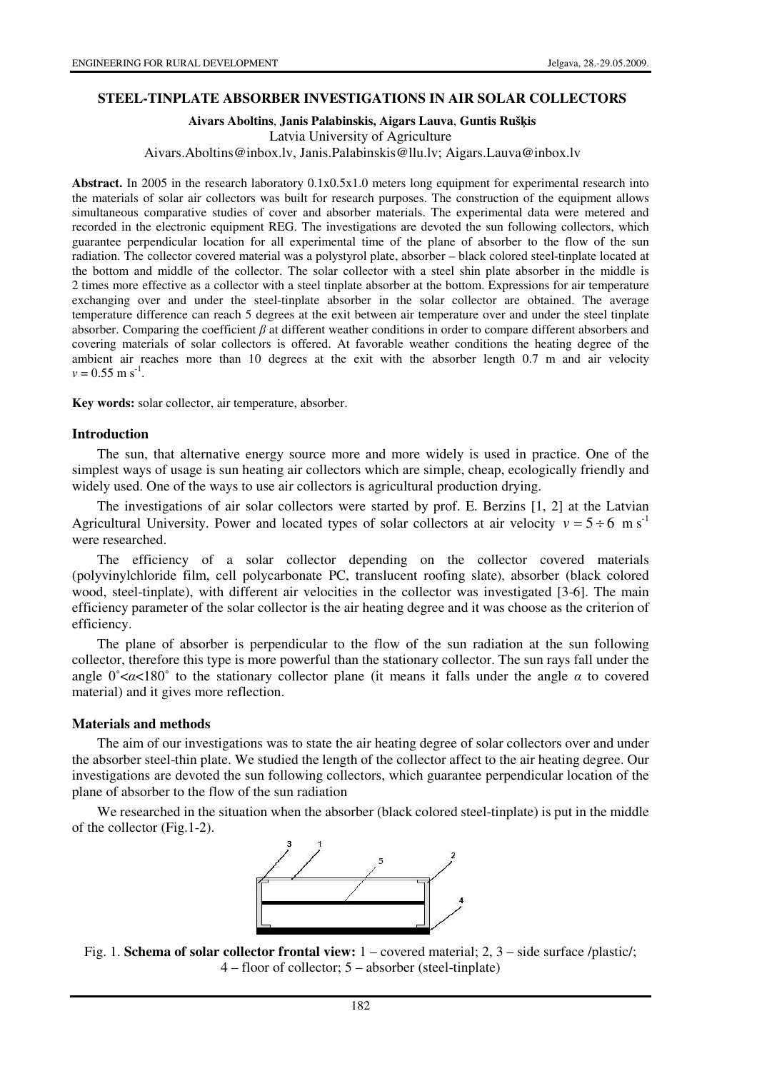## STEEL-TINPLATE ABSORBER INVESTIGATIONS IN AIR SOLAR COLLECTORS

**Aivars Aboltins**, **Janis Palabinskis, Aigars Lauva**, **Guntis Rušķis**
Latvia University of Agriculture
Aivars.Aboltins@inbox.lv, Janis.Palabinskis@llu.lv; Aigars.Lauva@inbox.lv

**Abstract.** In 2005 in the research laboratory 0.1x0.5x1.0 meters long equipment for experimental research into the materials of solar air collectors was built for research purposes. The construction of the equipment allows simultaneous comparative studies of cover and absorber materials. The experimental data were metered and recorded in the electronic equipment REG. The investigations are devoted the sun following collectors, which guarantee perpendicular location for all experimental time of the plane of absorber to the flow of the sun radiation. The collector covered material was a polystyrol plate, absorber – black colored steel-tinplate located at the bottom and middle of the collector. The solar collector with a steel shin plate absorber in the middle is 2 times more effective as a collector with a steel tinplate absorber at the bottom. Expressions for air temperature exchanging over and under the steel-tinplate absorber in the solar collector are obtained. The average temperature difference can reach 5 degrees at the exit between air temperature over and under the steel tinplate absorber. Comparing the coefficient $\beta$ at different weather conditions in order to compare different absorbers and covering materials of solar collectors is offered. At favorable weather conditions the heating degree of the ambient air reaches more than 10 degrees at the exit with the absorber length 0.7 m and air velocity $v = 0.55$ m s$^{-1}$.

**Key words:** solar collector, air temperature, absorber.

### Introduction

The sun, that alternative energy source more and more widely is used in practice. One of the simplest ways of usage is sun heating air collectors which are simple, cheap, ecologically friendly and widely used. One of the ways to use air collectors is agricultural production drying.

The investigations of air solar collectors were started by prof. E. Berzins [1, 2] at the Latvian Agricultural University. Power and located types of solar collectors at air velocity $v = 5 \div 6$ m s$^{-1}$ were researched.

The efficiency of a solar collector depending on the collector covered materials (polyvinylchloride film, cell polycarbonate PC, translucent roofing slate), absorber (black colored wood, steel-tinplate), with different air velocities in the collector was investigated [3-6]. The main efficiency parameter of the solar collector is the air heating degree and it was choose as the criterion of efficiency.

The plane of absorber is perpendicular to the flow of the sun radiation at the sun following collector, therefore this type is more powerful than the stationary collector. The sun rays fall under the angle $0^{\circ}<\alpha<180^{\circ}$ to the stationary collector plane (it means it falls under the angle $\alpha$ to covered material) and it gives more reflection.

### Materials and methods

The aim of our investigations was to state the air heating degree of solar collectors over and under the absorber steel-thin plate. We studied the length of the collector affect to the air heating degree. Our investigations are devoted the sun following collectors, which guarantee perpendicular location of the plane of absorber to the flow of the sun radiation

We researched in the situation when the absorber (black colored steel-tinplate) is put in the middle of the collector (Fig.1-2).

Fig. 1. **Schema of solar collector frontal view:** 1 – covered material; 2, 3 – side surface /plastic/; 4 – floor of collector; 5 – absorber (steel-tinplate)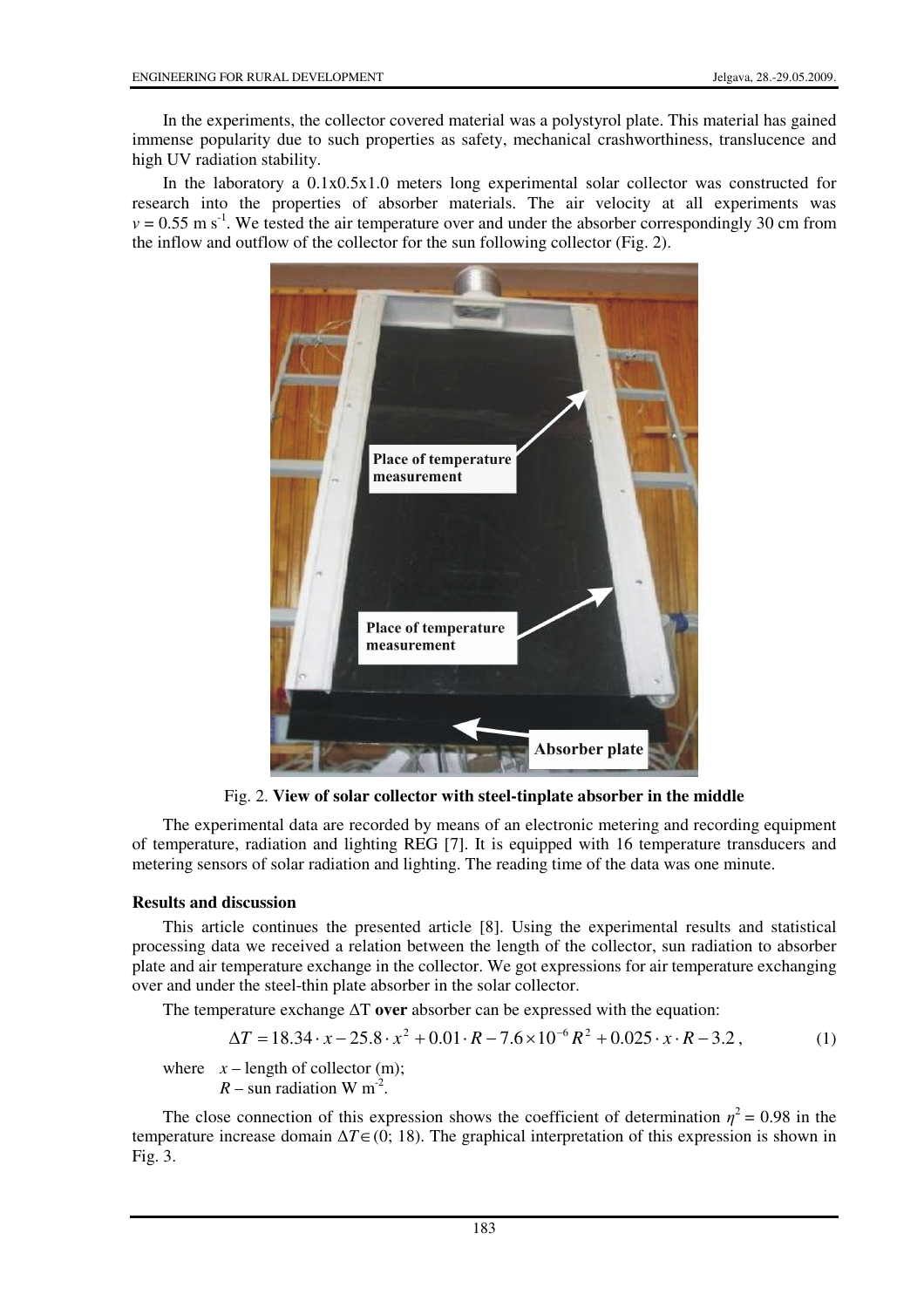In the experiments, the collector covered material was a polystyrol plate. This material has gained immense popularity due to such properties as safety, mechanical crashworthiness, translucence and high UV radiation stability.

In the laboratory a 0.1x0.5x1.0 meters long experimental solar collector was constructed for research into the properties of absorber materials. The air velocity at all experiments was $v = 0.55$ m s$^{-1}$. We tested the air temperature over and under the absorber correspondingly 30 cm from the inflow and outflow of the collector for the sun following collector (Fig. 2).

Fig. 2. **View of solar collector with steel-tinplate absorber in the middle**

The experimental data are recorded by means of an electronic metering and recording equipment of temperature, radiation and lighting REG [7]. It is equipped with 16 temperature transducers and metering sensors of solar radiation and lighting. The reading time of the data was one minute.

## Results and discussion

This article continues the presented article [8]. Using the experimental results and statistical processing data we received a relation between the length of the collector, sun radiation to absorber plate and air temperature exchange in the collector. We got expressions for air temperature exchanging over and under the steel-thin plate absorber in the solar collector.

The temperature exchange ΔT **over** absorber can be expressed with the equation:

$$\Delta T = 18.34 \cdot x - 25.8 \cdot x^2 + 0.01 \cdot R - 7.6 \times 10^{-6} R^2 + 0.025 \cdot x \cdot R - 3.2\,, \qquad (1)$$

where $x$ – length of collector (m);
$R$ – sun radiation W m$^{-2}$.

The close connection of this expression shows the coefficient of determination $\eta^2 = 0.98$ in the temperature increase domain $\Delta T \in (0;\ 18)$. The graphical interpretation of this expression is shown in Fig. 3.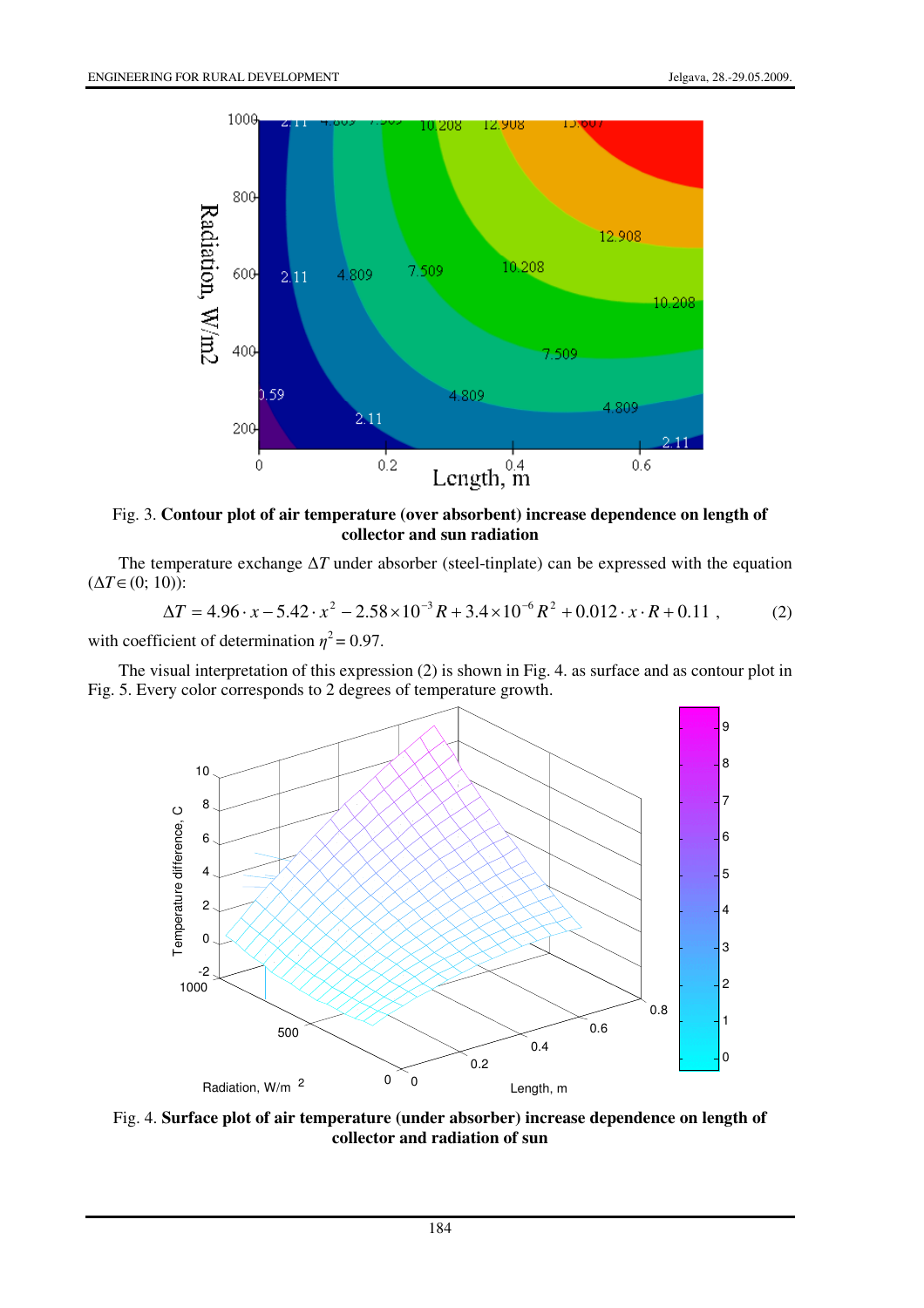Fig. 3. **Contour plot of air temperature (over absorbent) increase dependence on length of collector and sun radiation**

The temperature exchange $\Delta T$ under absorber (steel-tinplate) can be expressed with the equation ($\Delta T \in (0; 10)$):

$$\Delta T = 4.96 \cdot x - 5.42 \cdot x^2 - 2.58 \times 10^{-3} R + 3.4 \times 10^{-6} R^2 + 0.012 \cdot x \cdot R + 0.11 \, , \qquad (2)$$

with coefficient of determination $\eta^2 = 0.97$.

The visual interpretation of this expression (2) is shown in Fig. 4. as surface and as contour plot in Fig. 5. Every color corresponds to 2 degrees of temperature growth.

Fig. 4. **Surface plot of air temperature (under absorber) increase dependence on length of collector and radiation of sun**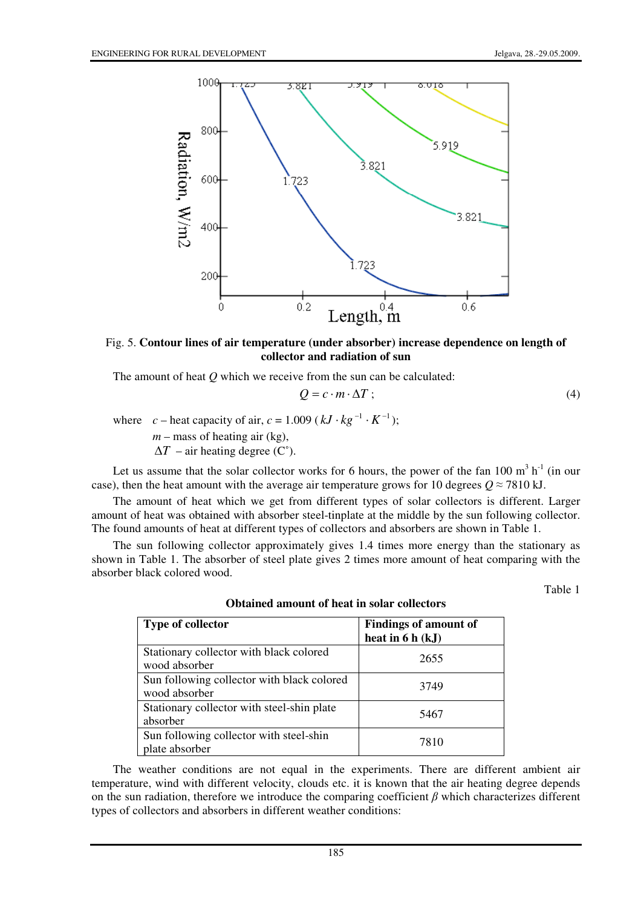Fig. 5. **Contour lines of air temperature (under absorber) increase dependence on length of collector and radiation of sun**

The amount of heat $Q$ which we receive from the sun can be calculated:

$$Q = c \cdot m \cdot \Delta T \; ; \tag{4}$$

where $c$ – heat capacity of air, $c = 1.009$ ($kJ \cdot kg^{-1} \cdot K^{-1}$);

$m$ – mass of heating air (kg),

$\Delta T$ – air heating degree (C˚).

Let us assume that the solar collector works for 6 hours, the power of the fan 100 $m^3$ $h^{-1}$ (in our case), then the heat amount with the average air temperature grows for 10 degrees $Q \approx 7810$ kJ.

The amount of heat which we get from different types of solar collectors is different. Larger amount of heat was obtained with absorber steel-tinplate at the middle by the sun following collector. The found amounts of heat at different types of collectors and absorbers are shown in Table 1.

The sun following collector approximately gives 1.4 times more energy than the stationary as shown in Table 1. The absorber of steel plate gives 2 times more amount of heat comparing with the absorber black colored wood.

Table 1

**Obtained amount of heat in solar collectors**

| **Type of collector** | **Findings of amount of heat in 6 h (kJ)** |
|---|---|
| Stationary collector with black colored wood absorber | 2655 |
| Sun following collector with black colored wood absorber | 3749 |
| Stationary collector with steel-shin plate absorber | 5467 |
| Sun following collector with steel-shin plate absorber | 7810 |

The weather conditions are not equal in the experiments. There are different ambient air temperature, wind with different velocity, clouds etc. it is known that the air heating degree depends on the sun radiation, therefore we introduce the comparing coefficient $\beta$ which characterizes different types of collectors and absorbers in different weather conditions: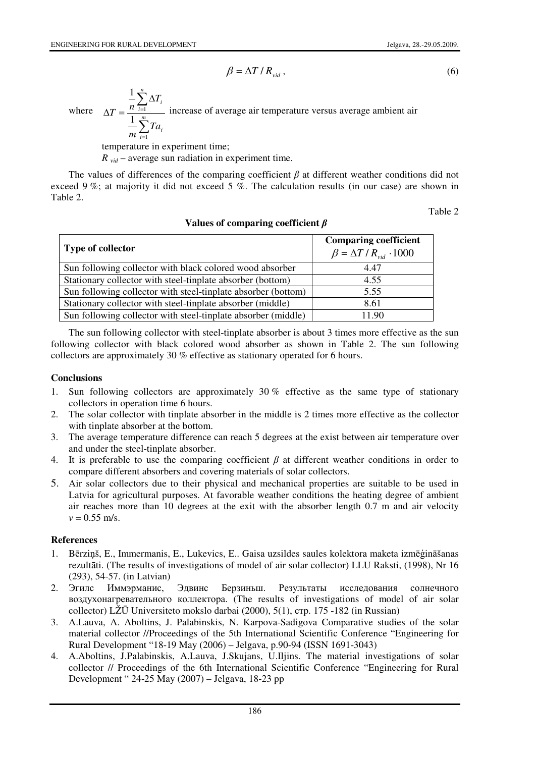$$\beta = \Delta T / R_{vid}\,, \tag{6}$$

where $\Delta T = \dfrac{\frac{1}{n}\sum_{i=1}^{n}\Delta T_i}{\frac{1}{m}\sum_{i=1}^{m}Ta_i}$ increase of average air temperature versus average ambient air temperature in experiment time;

$R_{vid}$ – average sun radiation in experiment time.

The values of differences of the comparing coefficient $\beta$ at different weather conditions did not exceed 9 %; at majority it did not exceed 5 %. The calculation results (in our case) are shown in Table 2.

Table 2

**Values of comparing coefficient $\beta$**

| Type of collector | Comparing coefficient $\beta = \Delta T / R_{vid} \cdot 1000$ |
|---|---|
| Sun following collector with black colored wood absorber | 4.47 |
| Stationary collector with steel-tinplate absorber (bottom) | 4.55 |
| Sun following collector with steel-tinplate absorber (bottom) | 5.55 |
| Stationary collector with steel-tinplate absorber (middle) | 8.61 |
| Sun following collector with steel-tinplate absorber (middle) | 11.90 |

The sun following collector with steel-tinplate absorber is about 3 times more effective as the sun following collector with black colored wood absorber as shown in Table 2. The sun following collectors are approximately 30 % effective as stationary operated for 6 hours.

## Conclusions

1. Sun following collectors are approximately 30 % effective as the same type of stationary collectors in operation time 6 hours.
2. The solar collector with tinplate absorber in the middle is 2 times more effective as the collector with tinplate absorber at the bottom.
3. The average temperature difference can reach 5 degrees at the exist between air temperature over and under the steel-tinplate absorber.
4. It is preferable to use the comparing coefficient $\beta$ at different weather conditions in order to compare different absorbers and covering materials of solar collectors.
5. Air solar collectors due to their physical and mechanical properties are suitable to be used in Latvia for agricultural purposes. At favorable weather conditions the heating degree of ambient air reaches more than 10 degrees at the exit with the absorber length 0.7 m and air velocity $v = 0.55$ m/s.

## References

1. Bērziņš, E., Immermanis, E., Lukevics, E.. Gaisa uzsildes saules kolektora maketa izmēģināšanas rezultāti. (The results of investigations of model of air solar collector) LLU Raksti, (1998), Nr 16 (293), 54-57. (in Latvian)
2. Эгилс Иммэрманис, Эдвинс Берзиньш. Результаты исследования солнечного воздухонагревательного коллектора. (The results of investigations of model of air solar collector) LŽŪ Universiteto mokslo darbai (2000), 5(1), стр. 175 -182 (in Russian)
3. A.Lauva, A. Aboltins, J. Palabinskis, N. Karpova-Sadigova Comparative studies of the solar material collector //Proceedings of the 5th International Scientific Conference "Engineering for Rural Development "18-19 May (2006) – Jelgava, p.90-94 (ISSN 1691-3043)
4. A.Aboltins, J.Palabinskis, A.Lauva, J.Skujans, U.Iljins. The material investigations of solar collector // Proceedings of the 6th International Scientific Conference "Engineering for Rural Development " 24-25 May (2007) – Jelgava, 18-23 pp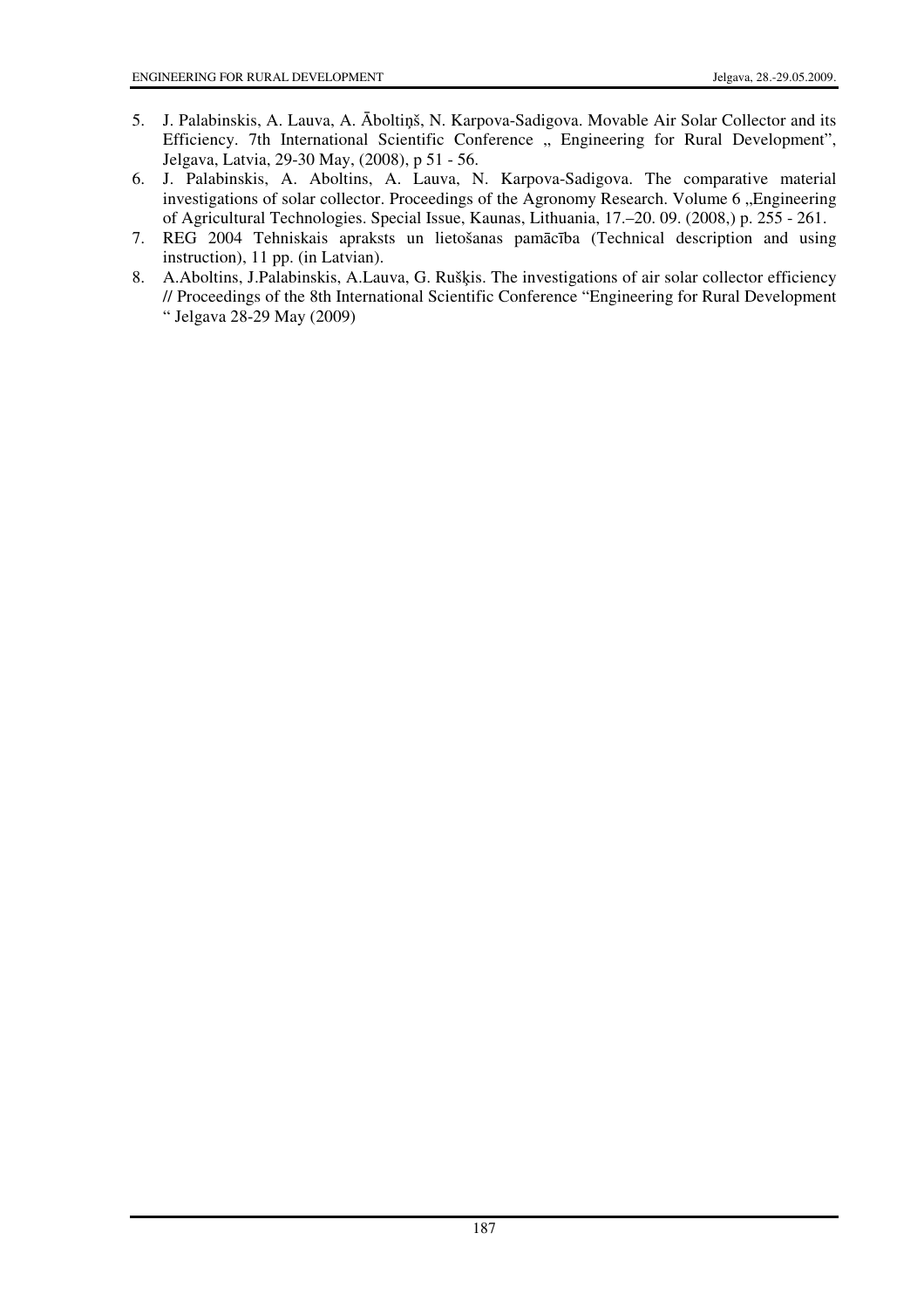5. J. Palabinskis, A. Lauva, A. Āboltiņš, N. Karpova-Sadigova. Movable Air Solar Collector and its Efficiency. 7th International Scientific Conference „ Engineering for Rural Development", Jelgava, Latvia, 29-30 May, (2008), p 51 - 56.
6. J. Palabinskis, A. Aboltins, A. Lauva, N. Karpova-Sadigova. The comparative material investigations of solar collector. Proceedings of the Agronomy Research. Volume 6 „Engineering of Agricultural Technologies. Special Issue, Kaunas, Lithuania, 17.–20. 09. (2008,) p. 255 - 261.
7. REG 2004 Tehniskais apraksts un lietošanas pamācība (Technical description and using instruction), 11 pp. (in Latvian).
8. A.Aboltins, J.Palabinskis, A.Lauva, G. Rušķis. The investigations of air solar collector efficiency // Proceedings of the 8th International Scientific Conference "Engineering for Rural Development " Jelgava 28-29 May (2009)